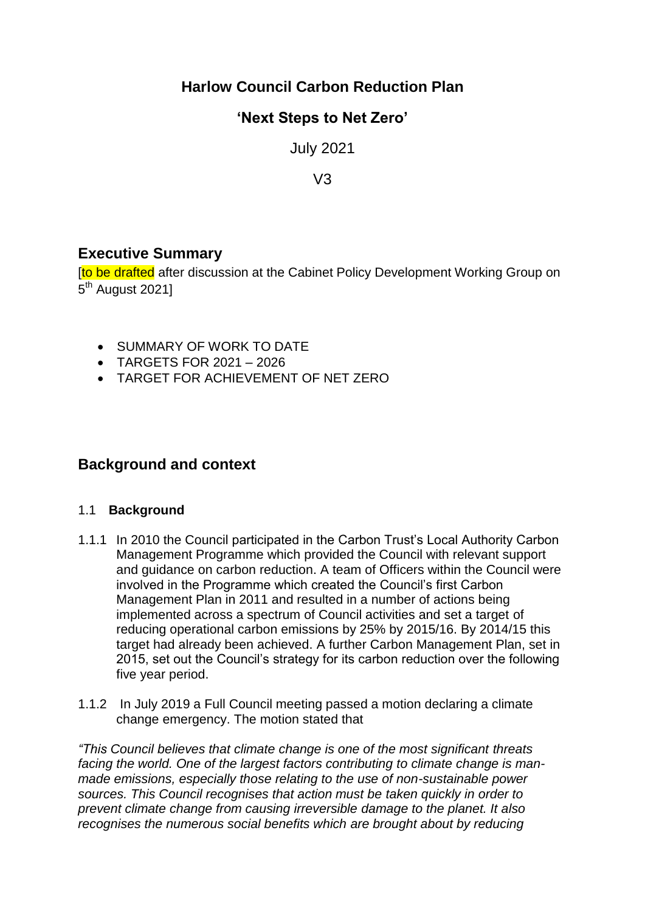# Harlow Council Carbon Reduction Plan

## 'Next Steps to Net Zero'

July 2021

V3

## Executive Summary

[to be drafted after discussion at the Cabinet Policy Development Working Group on 5th August 2021]

- SUMMARY OF WORK TO DATE
- TARGETS FOR 2021 – 2026
- TARGET FOR ACHIEVEMENT OF NET ZERO

## Background and context

### 1.1 Background

1.1.1 In 2010 the Council participated in the Carbon Trust's Local Authority Carbon Management Programme which provided the Council with relevant support and guidance on carbon reduction. A team of Officers within the Council were involved in the Programme which created the Council's first Carbon Management Plan in 2011 and resulted in a number of actions being implemented across a spectrum of Council activities and set a target of reducing operational carbon emissions by 25% by 2015/16. By 2014/15 this target had already been achieved. A further Carbon Management Plan, set in 2015, set out the Council's strategy for its carbon reduction over the following five year period.

1.1.2 In July 2019 a Full Council meeting passed a motion declaring a climate change emergency. The motion stated that

*"This Council believes that climate change is one of the most significant threats facing the world. One of the largest factors contributing to climate change is man-made emissions, especially those relating to the use of non-sustainable power sources. This Council recognises that action must be taken quickly in order to prevent climate change from causing irreversible damage to the planet. It also recognises the numerous social benefits which are brought about by reducing*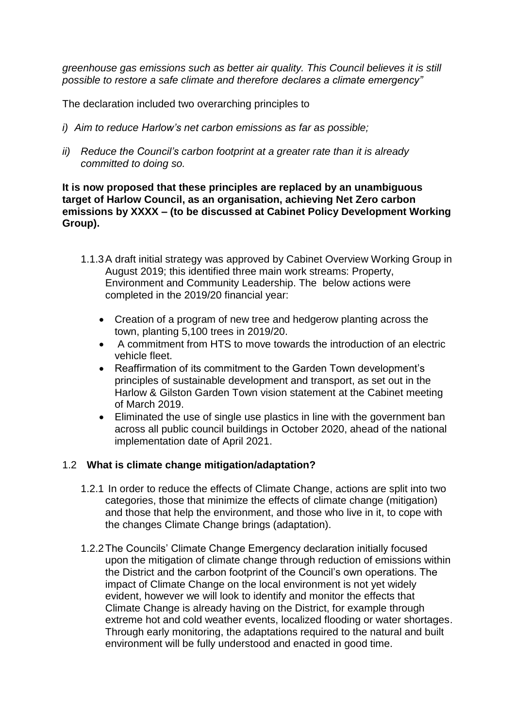*greenhouse gas emissions such as better air quality. This Council believes it is still possible to restore a safe climate and therefore declares a climate emergency"*

The declaration included two overarching principles to

*i) Aim to reduce Harlow's net carbon emissions as far as possible;*

*ii) Reduce the Council's carbon footprint at a greater rate than it is already committed to doing so.*

**It is now proposed that these principles are replaced by an unambiguous target of Harlow Council, as an organisation, achieving Net Zero carbon emissions by XXXX – (to be discussed at Cabinet Policy Development Working Group).**

1.1.3 A draft initial strategy was approved by Cabinet Overview Working Group in August 2019; this identified three main work streams: Property, Environment and Community Leadership. The below actions were completed in the 2019/20 financial year:

- Creation of a program of new tree and hedgerow planting across the town, planting 5,100 trees in 2019/20.
- A commitment from HTS to move towards the introduction of an electric vehicle fleet.
- Reaffirmation of its commitment to the Garden Town development's principles of sustainable development and transport, as set out in the Harlow & Gilston Garden Town vision statement at the Cabinet meeting of March 2019.
- Eliminated the use of single use plastics in line with the government ban across all public council buildings in October 2020, ahead of the national implementation date of April 2021.

## 1.2 What is climate change mitigation/adaptation?

1.2.1 In order to reduce the effects of Climate Change, actions are split into two categories, those that minimize the effects of climate change (mitigation) and those that help the environment, and those who live in it, to cope with the changes Climate Change brings (adaptation).

1.2.2 The Councils' Climate Change Emergency declaration initially focused upon the mitigation of climate change through reduction of emissions within the District and the carbon footprint of the Council's own operations. The impact of Climate Change on the local environment is not yet widely evident, however we will look to identify and monitor the effects that Climate Change is already having on the District, for example through extreme hot and cold weather events, localized flooding or water shortages. Through early monitoring, the adaptations required to the natural and built environment will be fully understood and enacted in good time.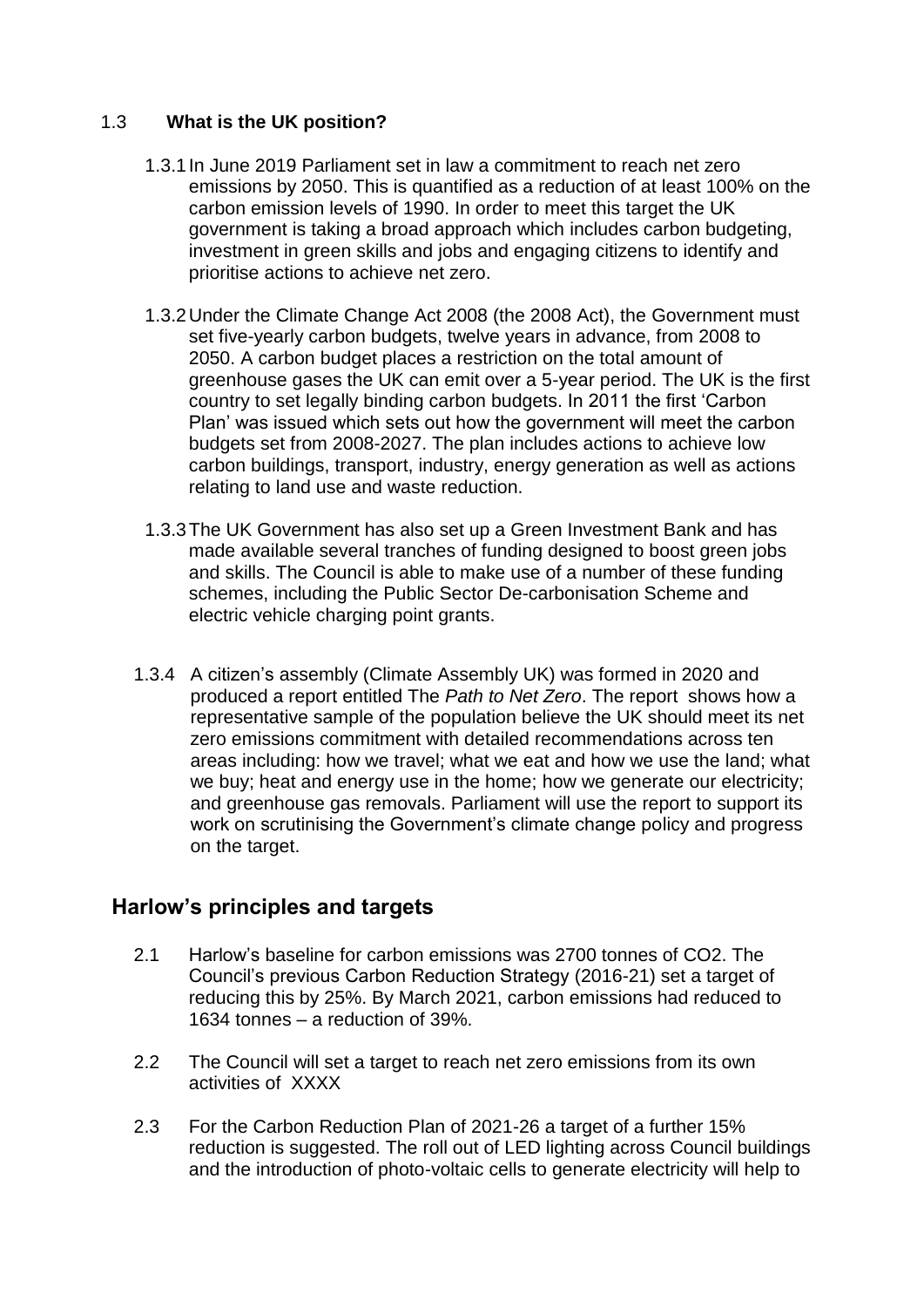## 1.3 What is the UK position?

1.3.1 In June 2019 Parliament set in law a commitment to reach net zero emissions by 2050. This is quantified as a reduction of at least 100% on the carbon emission levels of 1990. In order to meet this target the UK government is taking a broad approach which includes carbon budgeting, investment in green skills and jobs and engaging citizens to identify and prioritise actions to achieve net zero.

1.3.2 Under the Climate Change Act 2008 (the 2008 Act), the Government must set five-yearly carbon budgets, twelve years in advance, from 2008 to 2050. A carbon budget places a restriction on the total amount of greenhouse gases the UK can emit over a 5-year period. The UK is the first country to set legally binding carbon budgets. In 2011 the first 'Carbon Plan' was issued which sets out how the government will meet the carbon budgets set from 2008-2027. The plan includes actions to achieve low carbon buildings, transport, industry, energy generation as well as actions relating to land use and waste reduction.

1.3.3 The UK Government has also set up a Green Investment Bank and has made available several tranches of funding designed to boost green jobs and skills. The Council is able to make use of a number of these funding schemes, including the Public Sector De-carbonisation Scheme and electric vehicle charging point grants.

1.3.4 A citizen's assembly (Climate Assembly UK) was formed in 2020 and produced a report entitled The *Path to Net Zero*. The report shows how a representative sample of the population believe the UK should meet its net zero emissions commitment with detailed recommendations across ten areas including: how we travel; what we eat and how we use the land; what we buy; heat and energy use in the home; how we generate our electricity; and greenhouse gas removals. Parliament will use the report to support its work on scrutinising the Government's climate change policy and progress on the target.

## Harlow's principles and targets

2.1 Harlow's baseline for carbon emissions was 2700 tonnes of CO2. The Council's previous Carbon Reduction Strategy (2016-21) set a target of reducing this by 25%. By March 2021, carbon emissions had reduced to 1634 tonnes – a reduction of 39%.

2.2 The Council will set a target to reach net zero emissions from its own activities of XXXX

2.3 For the Carbon Reduction Plan of 2021-26 a target of a further 15% reduction is suggested. The roll out of LED lighting across Council buildings and the introduction of photo-voltaic cells to generate electricity will help to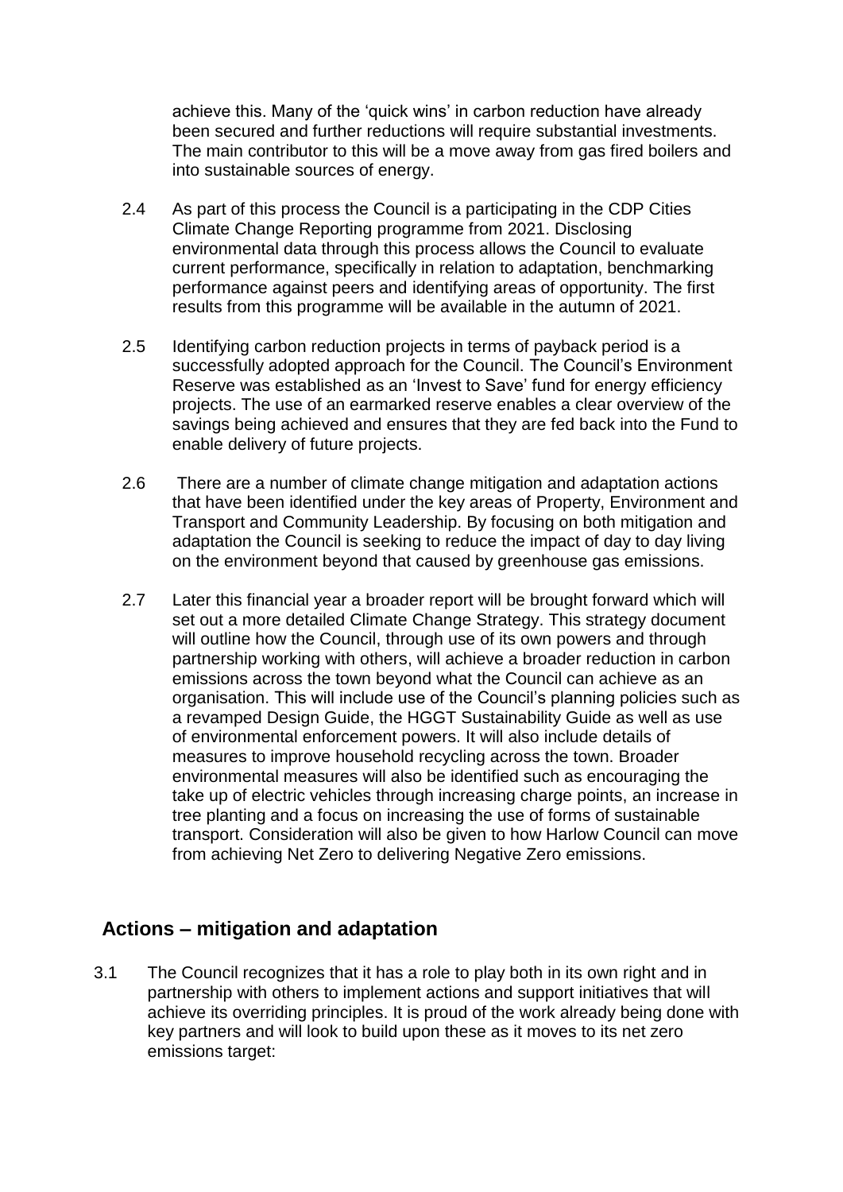achieve this. Many of the 'quick wins' in carbon reduction have already been secured and further reductions will require substantial investments. The main contributor to this will be a move away from gas fired boilers and into sustainable sources of energy.

2.4 As part of this process the Council is a participating in the CDP Cities Climate Change Reporting programme from 2021. Disclosing environmental data through this process allows the Council to evaluate current performance, specifically in relation to adaptation, benchmarking performance against peers and identifying areas of opportunity. The first results from this programme will be available in the autumn of 2021.

2.5 Identifying carbon reduction projects in terms of payback period is a successfully adopted approach for the Council. The Council's Environment Reserve was established as an 'Invest to Save' fund for energy efficiency projects. The use of an earmarked reserve enables a clear overview of the savings being achieved and ensures that they are fed back into the Fund to enable delivery of future projects.

2.6 There are a number of climate change mitigation and adaptation actions that have been identified under the key areas of Property, Environment and Transport and Community Leadership. By focusing on both mitigation and adaptation the Council is seeking to reduce the impact of day to day living on the environment beyond that caused by greenhouse gas emissions.

2.7 Later this financial year a broader report will be brought forward which will set out a more detailed Climate Change Strategy. This strategy document will outline how the Council, through use of its own powers and through partnership working with others, will achieve a broader reduction in carbon emissions across the town beyond what the Council can achieve as an organisation. This will include use of the Council's planning policies such as a revamped Design Guide, the HGGT Sustainability Guide as well as use of environmental enforcement powers. It will also include details of measures to improve household recycling across the town. Broader environmental measures will also be identified such as encouraging the take up of electric vehicles through increasing charge points, an increase in tree planting and a focus on increasing the use of forms of sustainable transport. Consideration will also be given to how Harlow Council can move from achieving Net Zero to delivering Negative Zero emissions.

## Actions – mitigation and adaptation

3.1 The Council recognizes that it has a role to play both in its own right and in partnership with others to implement actions and support initiatives that will achieve its overriding principles. It is proud of the work already being done with key partners and will look to build upon these as it moves to its net zero emissions target: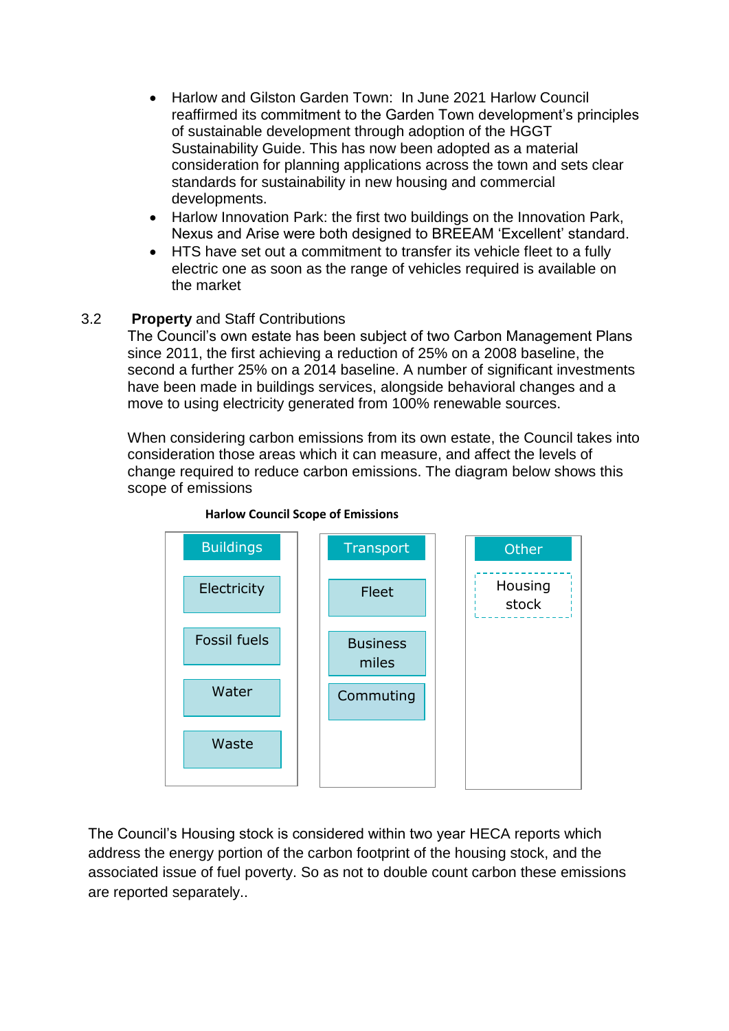- Harlow and Gilston Garden Town: In June 2021 Harlow Council reaffirmed its commitment to the Garden Town development's principles of sustainable development through adoption of the HGGT Sustainability Guide. This has now been adopted as a material consideration for planning applications across the town and sets clear standards for sustainability in new housing and commercial developments.
- Harlow Innovation Park: the first two buildings on the Innovation Park, Nexus and Arise were both designed to BREEAM 'Excellent' standard.
- HTS have set out a commitment to transfer its vehicle fleet to a fully electric one as soon as the range of vehicles required is available on the market

3.2 **Property** and Staff Contributions

The Council's own estate has been subject of two Carbon Management Plans since 2011, the first achieving a reduction of 25% on a 2008 baseline, the second a further 25% on a 2014 baseline. A number of significant investments have been made in buildings services, alongside behavioral changes and a move to using electricity generated from 100% renewable sources.

When considering carbon emissions from its own estate, the Council takes into consideration those areas which it can measure, and affect the levels of change required to reduce carbon emissions. The diagram below shows this scope of emissions

**Harlow Council Scope of Emissions**

| Buildings | Transport | Other |
|---|---|---|
| Electricity | Fleet | Housing stock |
| Fossil fuels | Business miles | |
| Water | Commuting | |
| Waste | | |

The Council's Housing stock is considered within two year HECA reports which address the energy portion of the carbon footprint of the housing stock, and the associated issue of fuel poverty. So as not to double count carbon these emissions are reported separately..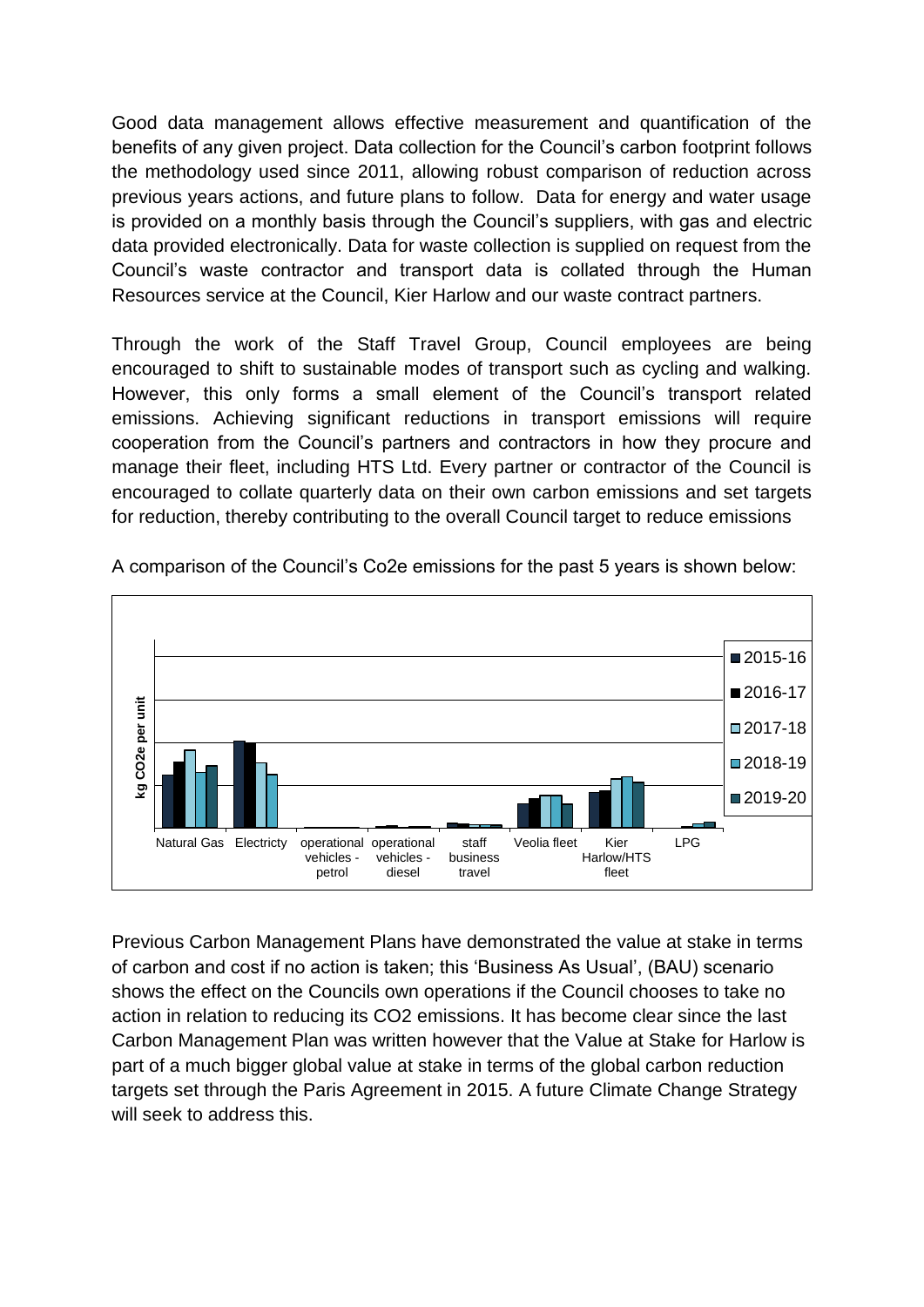Good data management allows effective measurement and quantification of the benefits of any given project. Data collection for the Council's carbon footprint follows the methodology used since 2011, allowing robust comparison of reduction across previous years actions, and future plans to follow. Data for energy and water usage is provided on a monthly basis through the Council's suppliers, with gas and electric data provided electronically. Data for waste collection is supplied on request from the Council's waste contractor and transport data is collated through the Human Resources service at the Council, Kier Harlow and our waste contract partners.

Through the work of the Staff Travel Group, Council employees are being encouraged to shift to sustainable modes of transport such as cycling and walking. However, this only forms a small element of the Council's transport related emissions. Achieving significant reductions in transport emissions will require cooperation from the Council's partners and contractors in how they procure and manage their fleet, including HTS Ltd. Every partner or contractor of the Council is encouraged to collate quarterly data on their own carbon emissions and set targets for reduction, thereby contributing to the overall Council target to reduce emissions

A comparison of the Council's Co2e emissions for the past 5 years is shown below:

Previous Carbon Management Plans have demonstrated the value at stake in terms of carbon and cost if no action is taken; this 'Business As Usual', (BAU) scenario shows the effect on the Councils own operations if the Council chooses to take no action in relation to reducing its CO2 emissions. It has become clear since the last Carbon Management Plan was written however that the Value at Stake for Harlow is part of a much bigger global value at stake in terms of the global carbon reduction targets set through the Paris Agreement in 2015. A future Climate Change Strategy will seek to address this.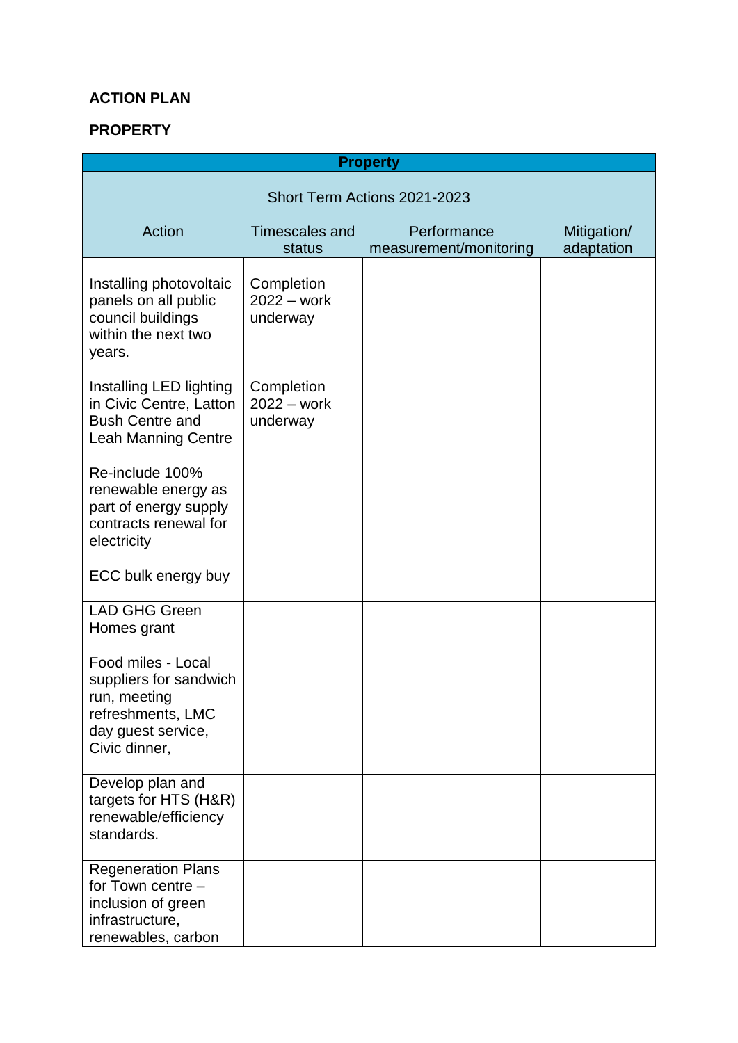**ACTION PLAN**

**PROPERTY**

| **Property** | | | |
|---|---|---|---|
| Short Term Actions 2021-2023 | | | |
| Action | Timescales and status | Performance measurement/monitoring | Mitigation/ adaptation |
| Installing photovoltaic panels on all public council buildings within the next two years. | Completion 2022 – work underway | | |
| Installing LED lighting in Civic Centre, Latton Bush Centre and Leah Manning Centre | Completion 2022 – work underway | | |
| Re-include 100% renewable energy as part of energy supply contracts renewal for electricity | | | |
| ECC bulk energy buy | | | |
| LAD GHG Green Homes grant | | | |
| Food miles - Local suppliers for sandwich run, meeting refreshments, LMC day guest service, Civic dinner, | | | |
| Develop plan and targets for HTS (H&R) renewable/efficiency standards. | | | |
| Regeneration Plans for Town centre – inclusion of green infrastructure, renewables, carbon | | | |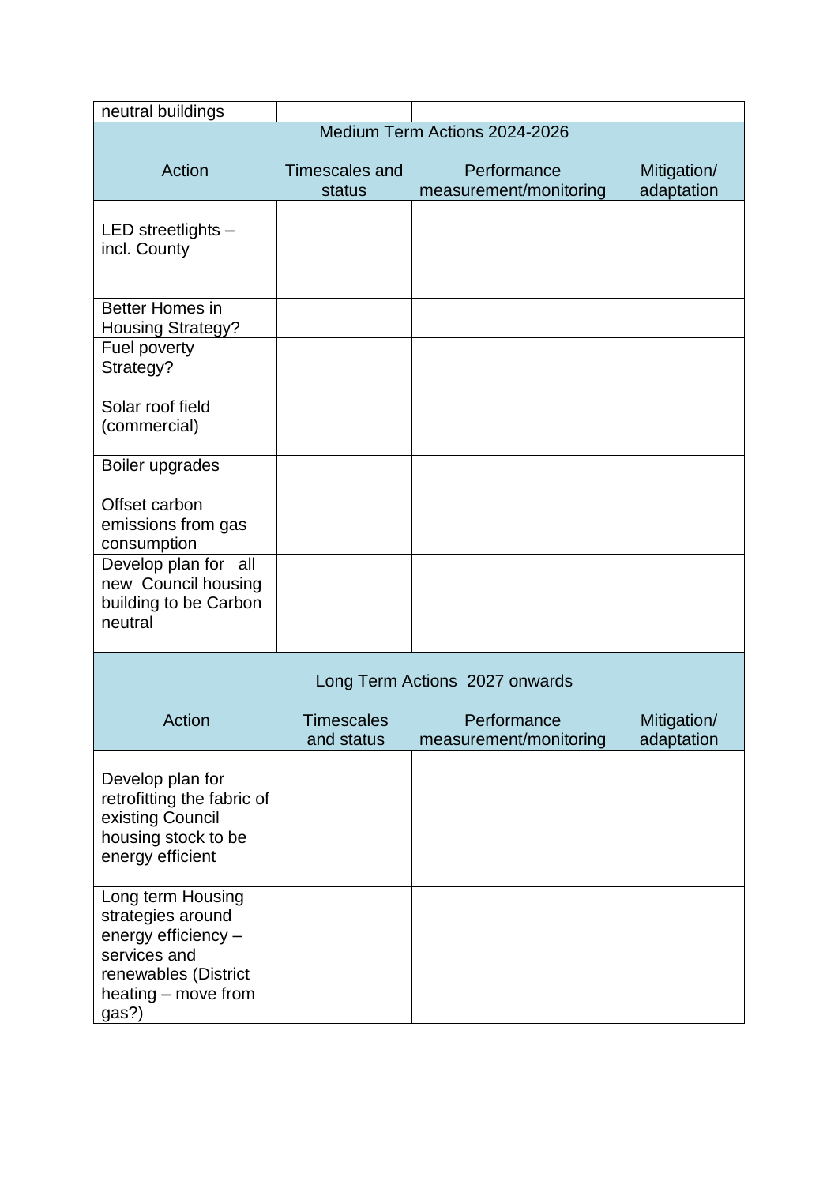| neutral buildings | | | |
|---|---|---|---|
| **Medium Term Actions 2024-2026** | | | |
| Action | Timescales and status | Performance measurement/monitoring | Mitigation/ adaptation |
| LED streetlights – incl. County | | | |
| Better Homes in Housing Strategy? | | | |
| Fuel poverty Strategy? | | | |
| Solar roof field (commercial) | | | |
| Boiler upgrades | | | |
| Offset carbon emissions from gas consumption | | | |
| Develop plan for all new Council housing building to be Carbon neutral | | | |
| **Long Term Actions 2027 onwards** | | | |
| Action | Timescales and status | Performance measurement/monitoring | Mitigation/ adaptation |
| Develop plan for retrofitting the fabric of existing Council housing stock to be energy efficient | | | |
| Long term Housing strategies around energy efficiency – services and renewables (District heating – move from gas?) | | | |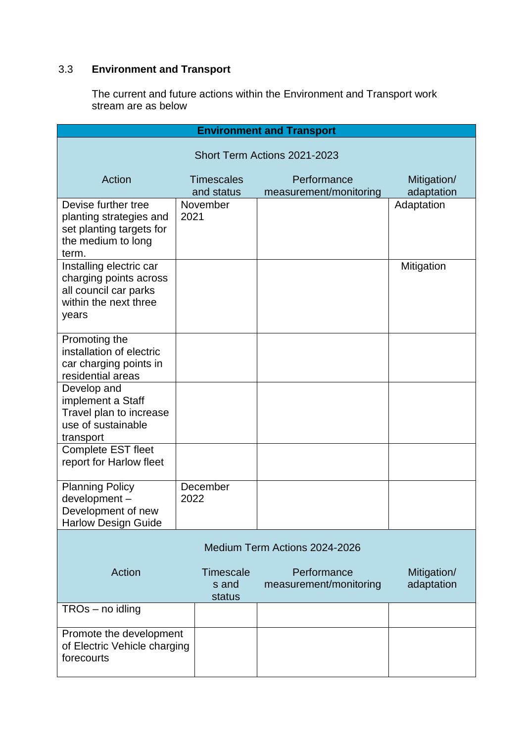## 3.3 Environment and Transport

The current and future actions within the Environment and Transport work stream are as below

| **Environment and Transport** | | | |
|---|---|---|---|
| Short Term Actions 2021-2023 | | | |
| Action | Timescales and status | Performance measurement/monitoring | Mitigation/ adaptation |
| Devise further tree planting strategies and set planting targets for the medium to long term. | November 2021 | | Adaptation |
| Installing electric car charging points across all council car parks within the next three years | | | Mitigation |
| Promoting the installation of electric car charging points in residential areas | | | |
| Develop and implement a Staff Travel plan to increase use of sustainable transport | | | |
| Complete EST fleet report for Harlow fleet | | | |
| Planning Policy development – Development of new Harlow Design Guide | December 2022 | | |
| Medium Term Actions 2024-2026 | | | |
| Action | Timescales and status | Performance measurement/monitoring | Mitigation/ adaptation |
| TROs – no idling | | | |
| Promote the development of Electric Vehicle charging forecourts | | | |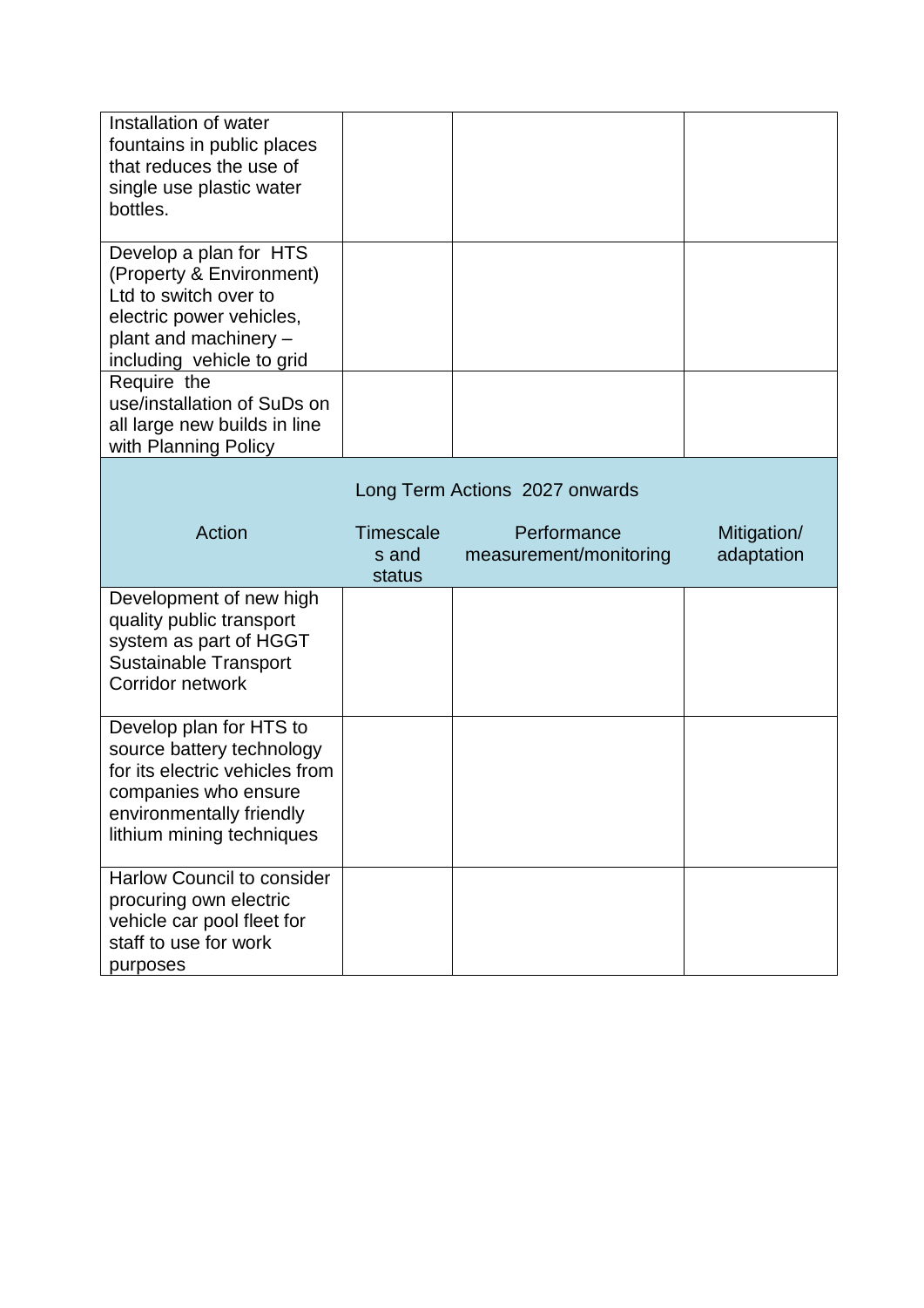| | | | |
|---|---|---|---|
| Installation of water fountains in public places that reduces the use of single use plastic water bottles. | | | |
| Develop a plan for HTS (Property & Environment) Ltd to switch over to electric power vehicles, plant and machinery – including vehicle to grid | | | |
| Require the use/installation of SuDs on all large new builds in line with Planning Policy | | | |

Long Term Actions 2027 onwards

| Action | Timescales and status | Performance measurement/monitoring | Mitigation/ adaptation |
|---|---|---|---|
| Development of new high quality public transport system as part of HGGT Sustainable Transport Corridor network | | | |
| Develop plan for HTS to source battery technology for its electric vehicles from companies who ensure environmentally friendly lithium mining techniques | | | |
| Harlow Council to consider procuring own electric vehicle car pool fleet for staff to use for work purposes | | | |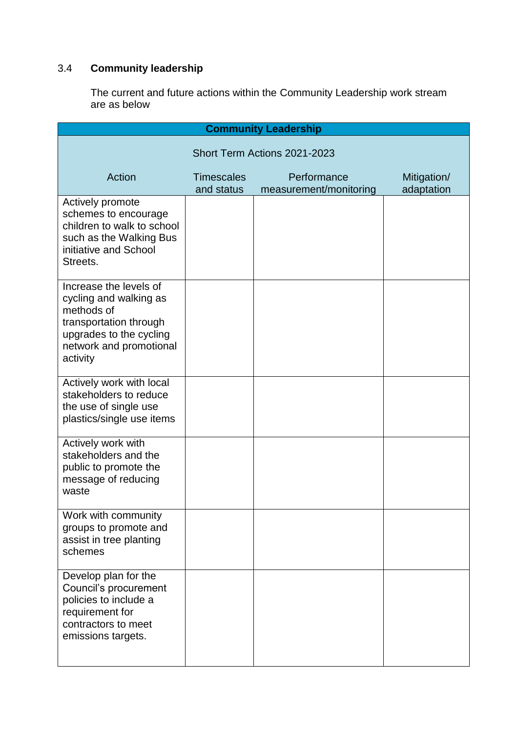## 3.4 **Community leadership**

The current and future actions within the Community Leadership work stream are as below

| **Community Leadership** | | | |
|---|---|---|---|
| Short Term Actions 2021-2023 | | | |
| Action | Timescales and status | Performance measurement/monitoring | Mitigation/ adaptation |
| Actively promote schemes to encourage children to walk to school such as the Walking Bus initiative and School Streets. | | | |
| Increase the levels of cycling and walking as methods of transportation through upgrades to the cycling network and promotional activity | | | |
| Actively work with local stakeholders to reduce the use of single use plastics/single use items | | | |
| Actively work with stakeholders and the public to promote the message of reducing waste | | | |
| Work with community groups to promote and assist in tree planting schemes | | | |
| Develop plan for the Council's procurement policies to include a requirement for contractors to meet emissions targets. | | | |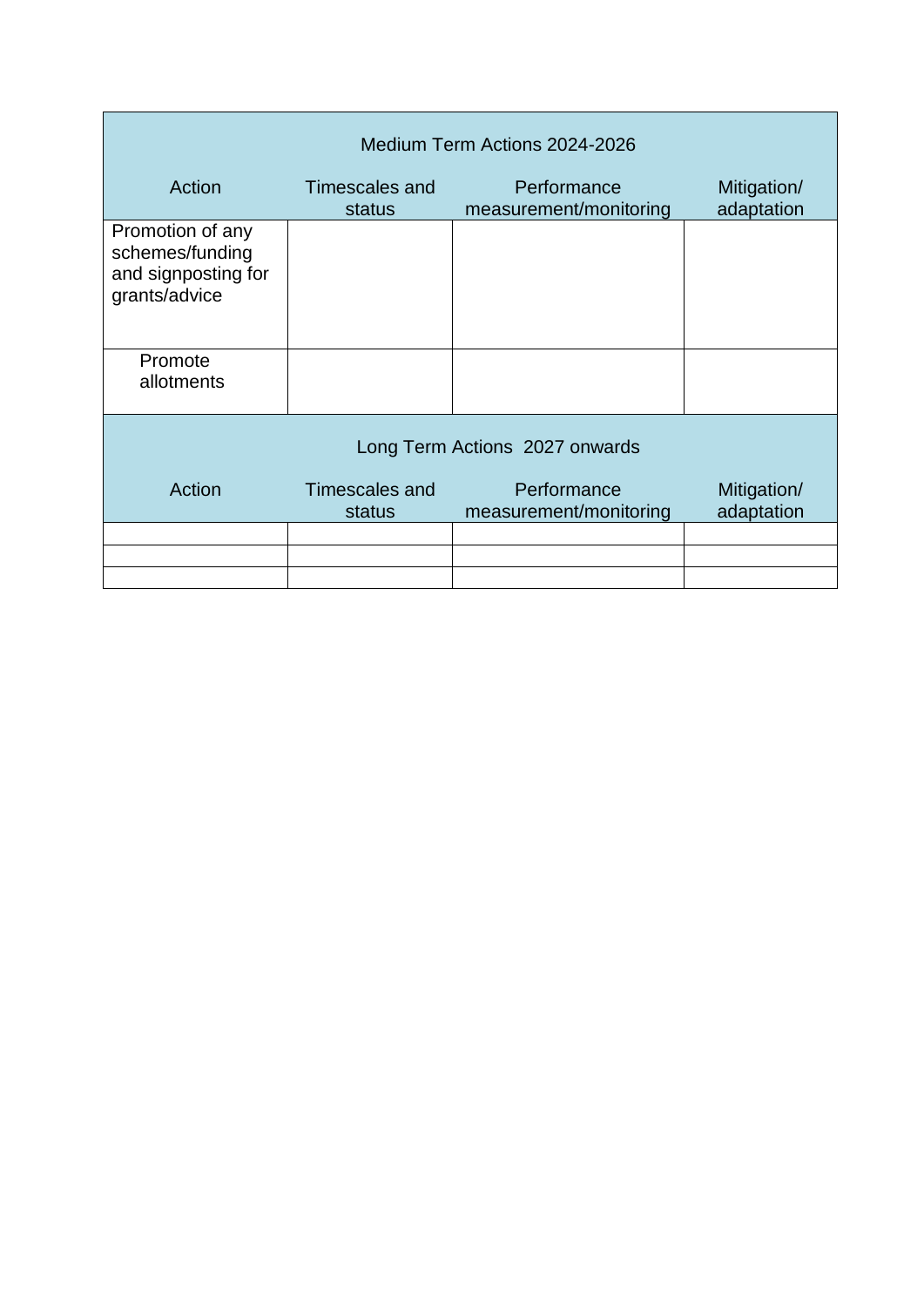| Medium Term Actions 2024-2026 | | | |
|---|---|---|---|
| Action | Timescales and status | Performance measurement/monitoring | Mitigation/ adaptation |
| Promotion of any schemes/funding and signposting for grants/advice | | | |
| Promote allotments | | | |

| Long Term Actions 2027 onwards | | | |
|---|---|---|---|
| Action | Timescales and status | Performance measurement/monitoring | Mitigation/ adaptation |
| | | | |
| | | | |
| | | | |